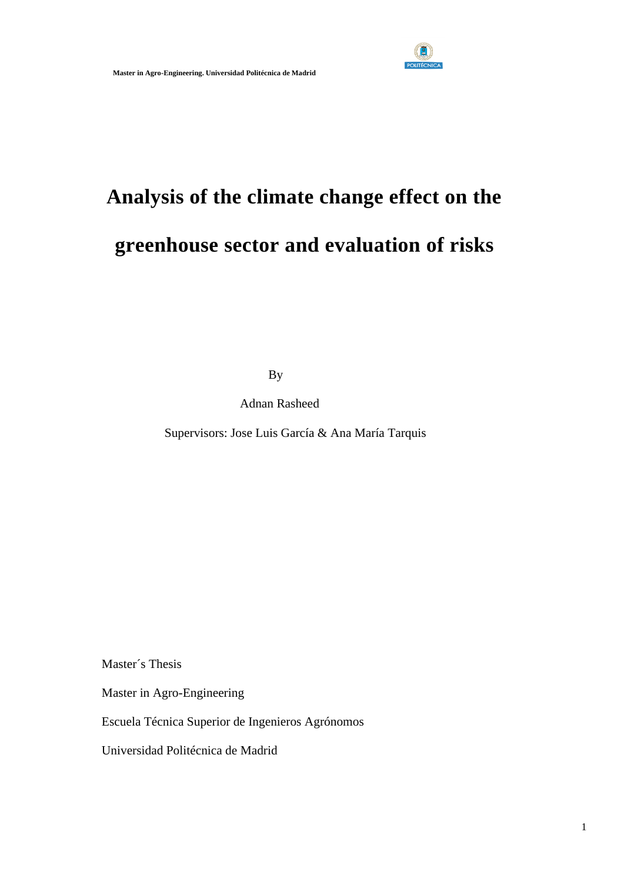# Analysis of the climate change effect on the greenhouse sector and evaluation of risks

By

Adnan Rasheed

Supervisors: Jose Luis García & Ana María Tarquis

Master´s Thesis

Master in Agro-Engineering

Escuela Técnica Superior de Ingenieros Agrónomos

Universidad Politécnica de Madrid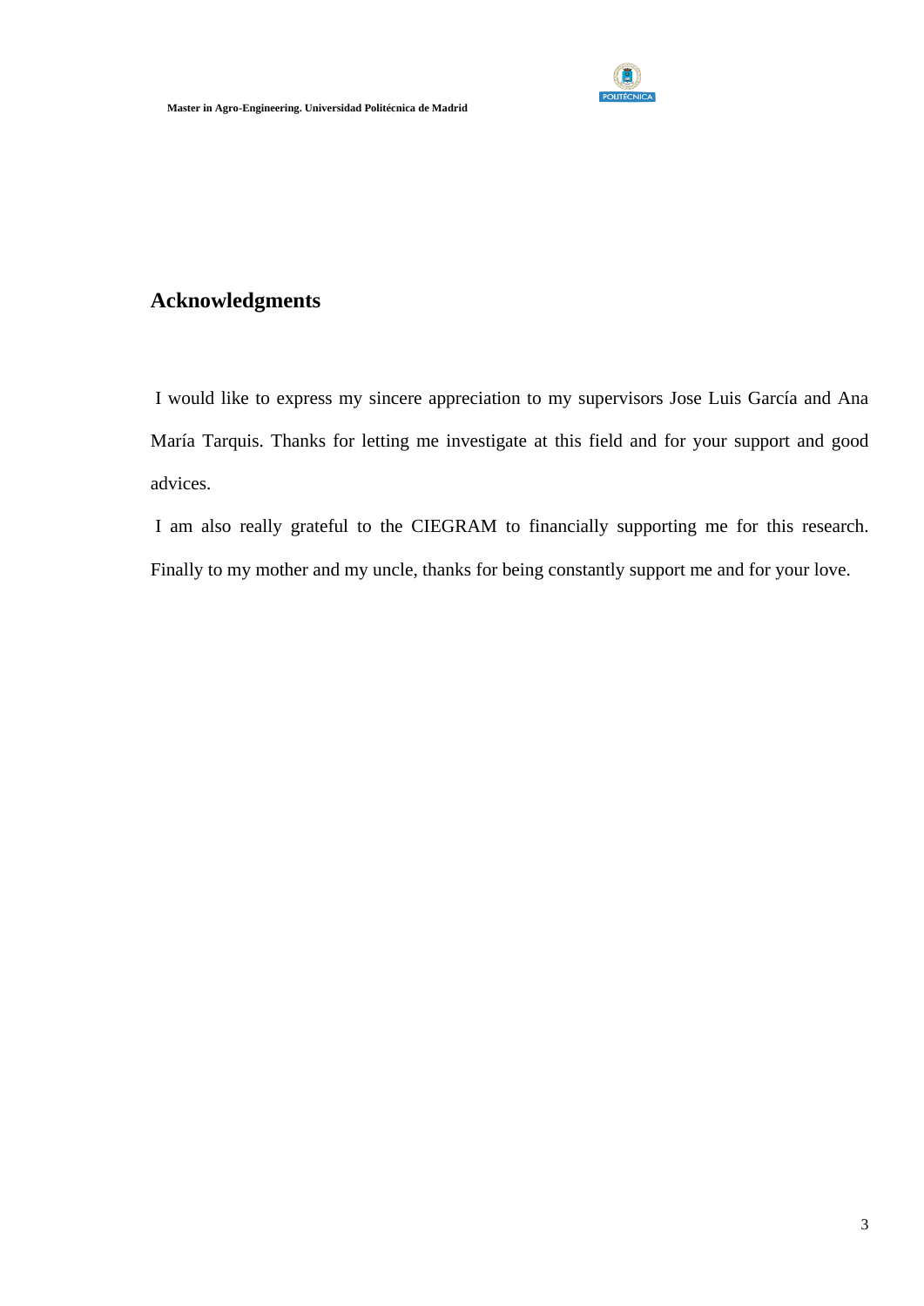## Acknowledgments

I would like to express my sincere appreciation to my supervisors Jose Luis García and Ana María Tarquis. Thanks for letting me investigate at this field and for your support and good advices.

I am also really grateful to the CIEGRAM to financially supporting me for this research. Finally to my mother and my uncle, thanks for being constantly support me and for your love.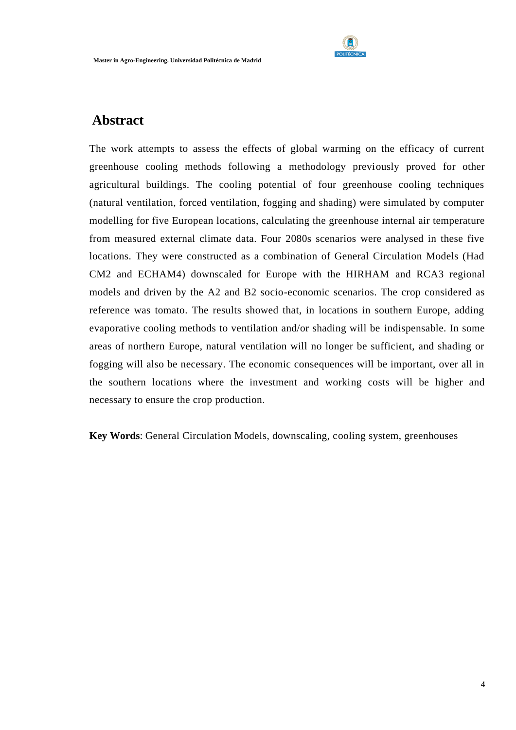# Abstract

The work attempts to assess the effects of global warming on the efficacy of current greenhouse cooling methods following a methodology previously proved for other agricultural buildings. The cooling potential of four greenhouse cooling techniques (natural ventilation, forced ventilation, fogging and shading) were simulated by computer modelling for five European locations, calculating the greenhouse internal air temperature from measured external climate data. Four 2080s scenarios were analysed in these five locations. They were constructed as a combination of General Circulation Models (Had CM2 and ECHAM4) downscaled for Europe with the HIRHAM and RCA3 regional models and driven by the A2 and B2 socio-economic scenarios. The crop considered as reference was tomato. The results showed that, in locations in southern Europe, adding evaporative cooling methods to ventilation and/or shading will be indispensable. In some areas of northern Europe, natural ventilation will no longer be sufficient, and shading or fogging will also be necessary. The economic consequences will be important, over all in the southern locations where the investment and working costs will be higher and necessary to ensure the crop production.

**Key Words**: General Circulation Models, downscaling, cooling system, greenhouses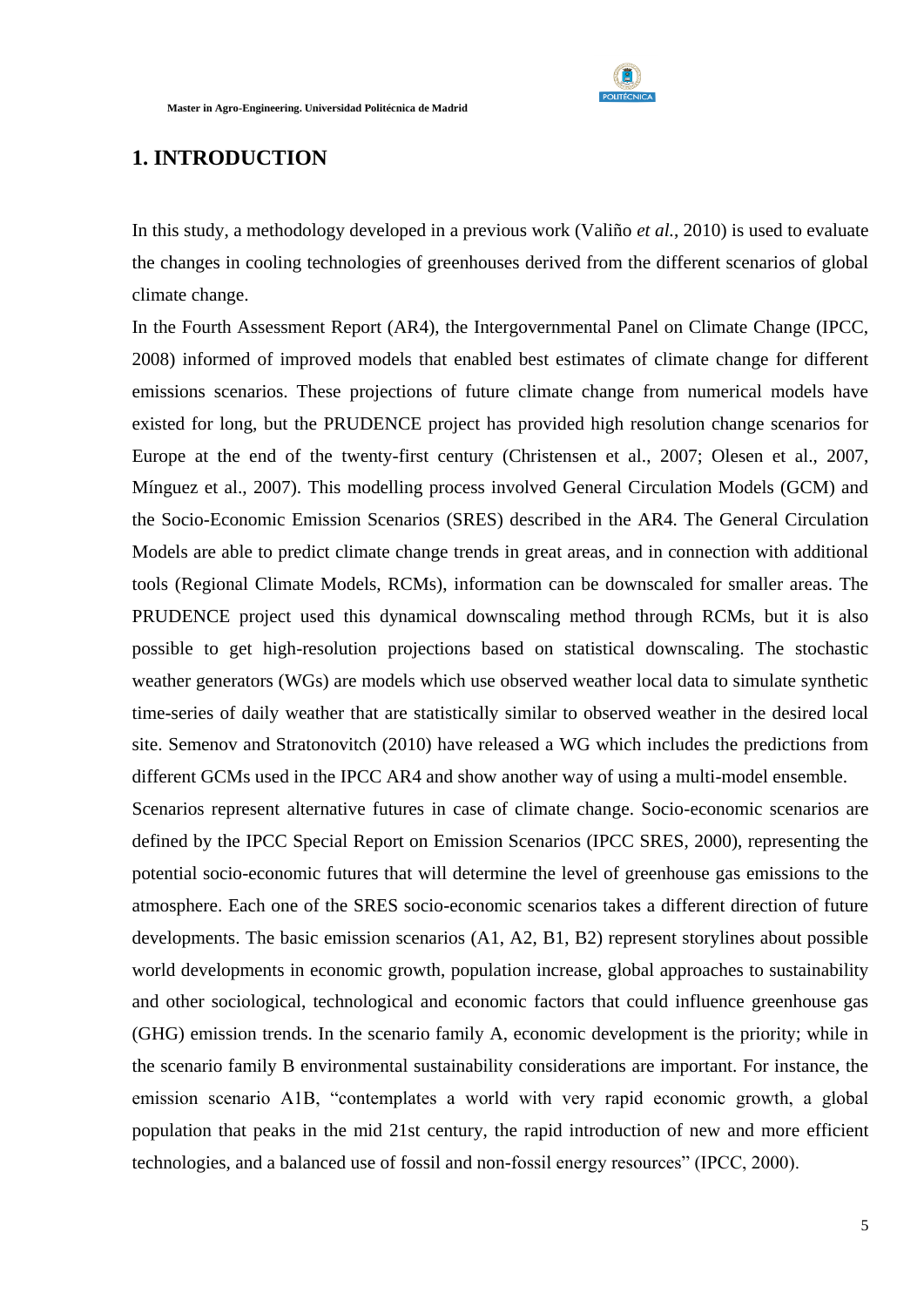# 1. INTRODUCTION

In this study, a methodology developed in a previous work (Valiño *et al.*, 2010) is used to evaluate the changes in cooling technologies of greenhouses derived from the different scenarios of global climate change.

In the Fourth Assessment Report (AR4), the Intergovernmental Panel on Climate Change (IPCC, 2008) informed of improved models that enabled best estimates of climate change for different emissions scenarios. These projections of future climate change from numerical models have existed for long, but the PRUDENCE project has provided high resolution change scenarios for Europe at the end of the twenty-first century (Christensen et al., 2007; Olesen et al., 2007, Mínguez et al., 2007). This modelling process involved General Circulation Models (GCM) and the Socio-Economic Emission Scenarios (SRES) described in the AR4. The General Circulation Models are able to predict climate change trends in great areas, and in connection with additional tools (Regional Climate Models, RCMs), information can be downscaled for smaller areas. The PRUDENCE project used this dynamical downscaling method through RCMs, but it is also possible to get high-resolution projections based on statistical downscaling. The stochastic weather generators (WGs) are models which use observed weather local data to simulate synthetic time-series of daily weather that are statistically similar to observed weather in the desired local site. Semenov and Stratonovitch (2010) have released a WG which includes the predictions from different GCMs used in the IPCC AR4 and show another way of using a multi-model ensemble.

Scenarios represent alternative futures in case of climate change. Socio-economic scenarios are defined by the IPCC Special Report on Emission Scenarios (IPCC SRES, 2000), representing the potential socio-economic futures that will determine the level of greenhouse gas emissions to the atmosphere. Each one of the SRES socio-economic scenarios takes a different direction of future developments. The basic emission scenarios (A1, A2, B1, B2) represent storylines about possible world developments in economic growth, population increase, global approaches to sustainability and other sociological, technological and economic factors that could influence greenhouse gas (GHG) emission trends. In the scenario family A, economic development is the priority; while in the scenario family B environmental sustainability considerations are important. For instance, the emission scenario A1B, "contemplates a world with very rapid economic growth, a global population that peaks in the mid 21st century, the rapid introduction of new and more efficient technologies, and a balanced use of fossil and non-fossil energy resources" (IPCC, 2000).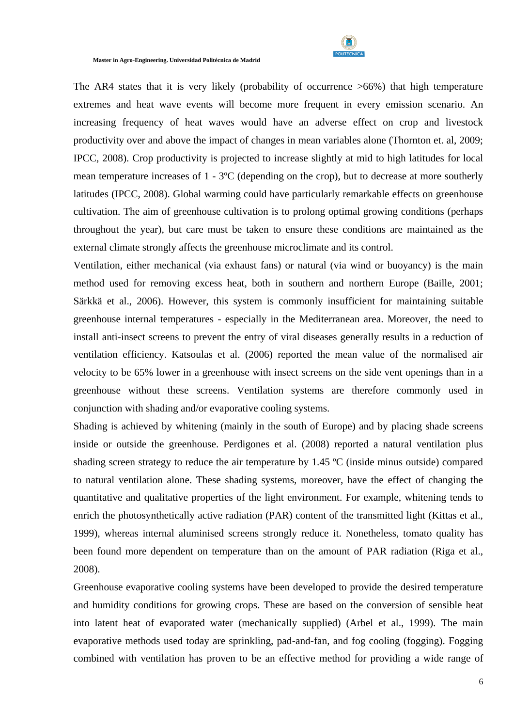The AR4 states that it is very likely (probability of occurrence >66%) that high temperature extremes and heat wave events will become more frequent in every emission scenario. An increasing frequency of heat waves would have an adverse effect on crop and livestock productivity over and above the impact of changes in mean variables alone (Thornton et. al, 2009; IPCC, 2008). Crop productivity is projected to increase slightly at mid to high latitudes for local mean temperature increases of 1 - 3ºC (depending on the crop), but to decrease at more southerly latitudes (IPCC, 2008). Global warming could have particularly remarkable effects on greenhouse cultivation. The aim of greenhouse cultivation is to prolong optimal growing conditions (perhaps throughout the year), but care must be taken to ensure these conditions are maintained as the external climate strongly affects the greenhouse microclimate and its control.

Ventilation, either mechanical (via exhaust fans) or natural (via wind or buoyancy) is the main method used for removing excess heat, both in southern and northern Europe (Baille, 2001; Särkkä et al., 2006). However, this system is commonly insufficient for maintaining suitable greenhouse internal temperatures - especially in the Mediterranean area. Moreover, the need to install anti-insect screens to prevent the entry of viral diseases generally results in a reduction of ventilation efficiency. Katsoulas et al. (2006) reported the mean value of the normalised air velocity to be 65% lower in a greenhouse with insect screens on the side vent openings than in a greenhouse without these screens. Ventilation systems are therefore commonly used in conjunction with shading and/or evaporative cooling systems.

Shading is achieved by whitening (mainly in the south of Europe) and by placing shade screens inside or outside the greenhouse. Perdigones et al. (2008) reported a natural ventilation plus shading screen strategy to reduce the air temperature by 1.45 ºC (inside minus outside) compared to natural ventilation alone. These shading systems, moreover, have the effect of changing the quantitative and qualitative properties of the light environment. For example, whitening tends to enrich the photosynthetically active radiation (PAR) content of the transmitted light (Kittas et al., 1999), whereas internal aluminised screens strongly reduce it. Nonetheless, tomato quality has been found more dependent on temperature than on the amount of PAR radiation (Riga et al., 2008).

Greenhouse evaporative cooling systems have been developed to provide the desired temperature and humidity conditions for growing crops. These are based on the conversion of sensible heat into latent heat of evaporated water (mechanically supplied) (Arbel et al., 1999). The main evaporative methods used today are sprinkling, pad-and-fan, and fog cooling (fogging). Fogging combined with ventilation has proven to be an effective method for providing a wide range of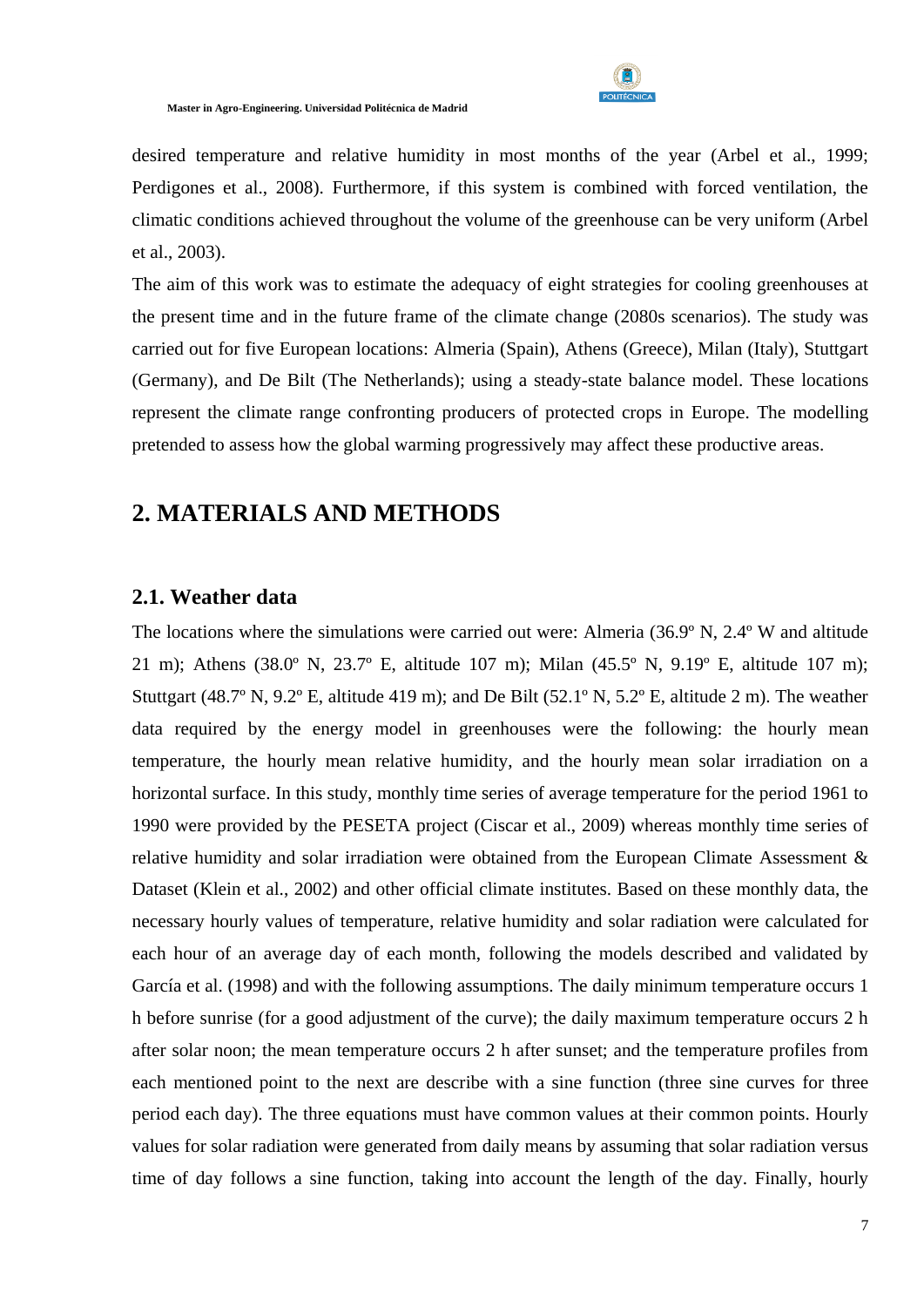desired temperature and relative humidity in most months of the year (Arbel et al., 1999; Perdigones et al., 2008). Furthermore, if this system is combined with forced ventilation, the climatic conditions achieved throughout the volume of the greenhouse can be very uniform (Arbel et al., 2003).

The aim of this work was to estimate the adequacy of eight strategies for cooling greenhouses at the present time and in the future frame of the climate change (2080s scenarios). The study was carried out for five European locations: Almeria (Spain), Athens (Greece), Milan (Italy), Stuttgart (Germany), and De Bilt (The Netherlands); using a steady-state balance model. These locations represent the climate range confronting producers of protected crops in Europe. The modelling pretended to assess how the global warming progressively may affect these productive areas.

# 2. MATERIALS AND METHODS

## 2.1. Weather data

The locations where the simulations were carried out were: Almeria (36.9º N, 2.4º W and altitude 21 m); Athens (38.0º N, 23.7º E, altitude 107 m); Milan (45.5º N, 9.19º E, altitude 107 m); Stuttgart (48.7º N, 9.2º E, altitude 419 m); and De Bilt (52.1º N, 5.2º E, altitude 2 m). The weather data required by the energy model in greenhouses were the following: the hourly mean temperature, the hourly mean relative humidity, and the hourly mean solar irradiation on a horizontal surface. In this study, monthly time series of average temperature for the period 1961 to 1990 were provided by the PESETA project (Ciscar et al., 2009) whereas monthly time series of relative humidity and solar irradiation were obtained from the European Climate Assessment & Dataset (Klein et al., 2002) and other official climate institutes. Based on these monthly data, the necessary hourly values of temperature, relative humidity and solar radiation were calculated for each hour of an average day of each month, following the models described and validated by García et al. (1998) and with the following assumptions. The daily minimum temperature occurs 1 h before sunrise (for a good adjustment of the curve); the daily maximum temperature occurs 2 h after solar noon; the mean temperature occurs 2 h after sunset; and the temperature profiles from each mentioned point to the next are describe with a sine function (three sine curves for three period each day). The three equations must have common values at their common points. Hourly values for solar radiation were generated from daily means by assuming that solar radiation versus time of day follows a sine function, taking into account the length of the day. Finally, hourly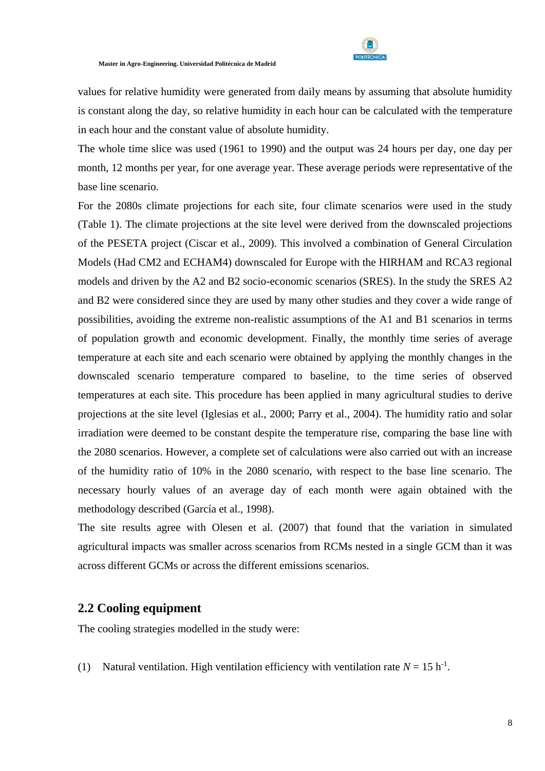values for relative humidity were generated from daily means by assuming that absolute humidity is constant along the day, so relative humidity in each hour can be calculated with the temperature in each hour and the constant value of absolute humidity.

The whole time slice was used (1961 to 1990) and the output was 24 hours per day, one day per month, 12 months per year, for one average year. These average periods were representative of the base line scenario.

For the 2080s climate projections for each site, four climate scenarios were used in the study (Table 1). The climate projections at the site level were derived from the downscaled projections of the PESETA project (Ciscar et al., 2009). This involved a combination of General Circulation Models (Had CM2 and ECHAM4) downscaled for Europe with the HIRHAM and RCA3 regional models and driven by the A2 and B2 socio-economic scenarios (SRES). In the study the SRES A2 and B2 were considered since they are used by many other studies and they cover a wide range of possibilities, avoiding the extreme non-realistic assumptions of the A1 and B1 scenarios in terms of population growth and economic development. Finally, the monthly time series of average temperature at each site and each scenario were obtained by applying the monthly changes in the downscaled scenario temperature compared to baseline, to the time series of observed temperatures at each site. This procedure has been applied in many agricultural studies to derive projections at the site level (Iglesias et al., 2000; Parry et al., 2004). The humidity ratio and solar irradiation were deemed to be constant despite the temperature rise, comparing the base line with the 2080 scenarios. However, a complete set of calculations were also carried out with an increase of the humidity ratio of 10% in the 2080 scenario, with respect to the base line scenario. The necessary hourly values of an average day of each month were again obtained with the methodology described (García et al., 1998).

The site results agree with Olesen et al. (2007) that found that the variation in simulated agricultural impacts was smaller across scenarios from RCMs nested in a single GCM than it was across different GCMs or across the different emissions scenarios.

## 2.2 Cooling equipment

The cooling strategies modelled in the study were:

(1) Natural ventilation. High ventilation efficiency with ventilation rate $N = 15\ h^{-1}$.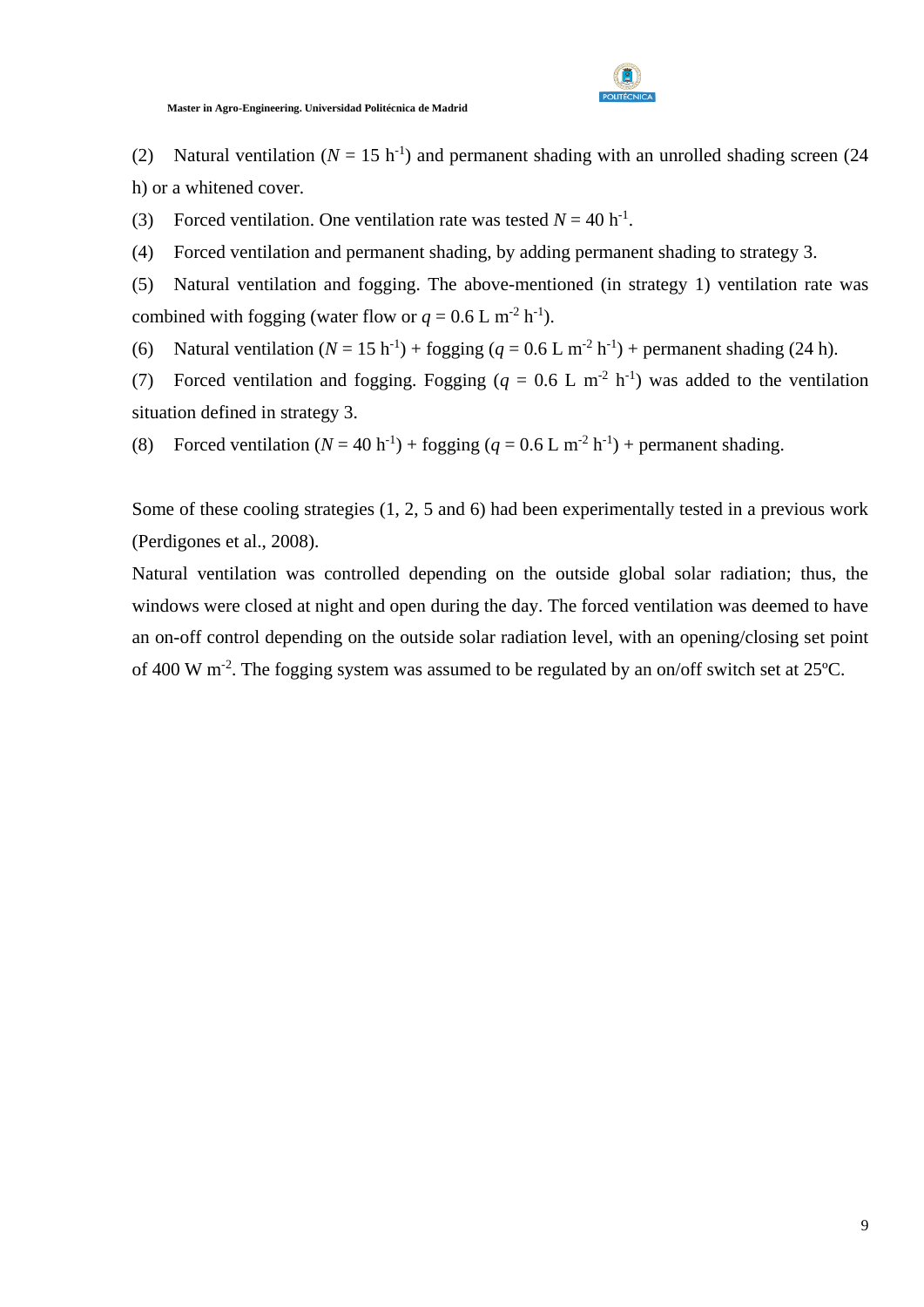(2) Natural ventilation ($N$ = 15 $h^{-1}$) and permanent shading with an unrolled shading screen (24 h) or a whitened cover.

(3) Forced ventilation. One ventilation rate was tested $N$ = 40 $h^{-1}$.

(4) Forced ventilation and permanent shading, by adding permanent shading to strategy 3.

(5) Natural ventilation and fogging. The above-mentioned (in strategy 1) ventilation rate was combined with fogging (water flow or $q$ = 0.6 L $m^{-2}$ $h^{-1}$).

(6) Natural ventilation ($N$ = 15 $h^{-1}$) + fogging ($q$ = 0.6 L $m^{-2}$ $h^{-1}$) + permanent shading (24 h).

(7) Forced ventilation and fogging. Fogging ($q$ = 0.6 L $m^{-2}$ $h^{-1}$) was added to the ventilation situation defined in strategy 3.

(8) Forced ventilation ($N$ = 40 $h^{-1}$) + fogging ($q$ = 0.6 L $m^{-2}$ $h^{-1}$) + permanent shading.

Some of these cooling strategies (1, 2, 5 and 6) had been experimentally tested in a previous work (Perdigones et al., 2008).

Natural ventilation was controlled depending on the outside global solar radiation; thus, the windows were closed at night and open during the day. The forced ventilation was deemed to have an on-off control depending on the outside solar radiation level, with an opening/closing set point of 400 W $m^{-2}$. The fogging system was assumed to be regulated by an on/off switch set at 25ºC.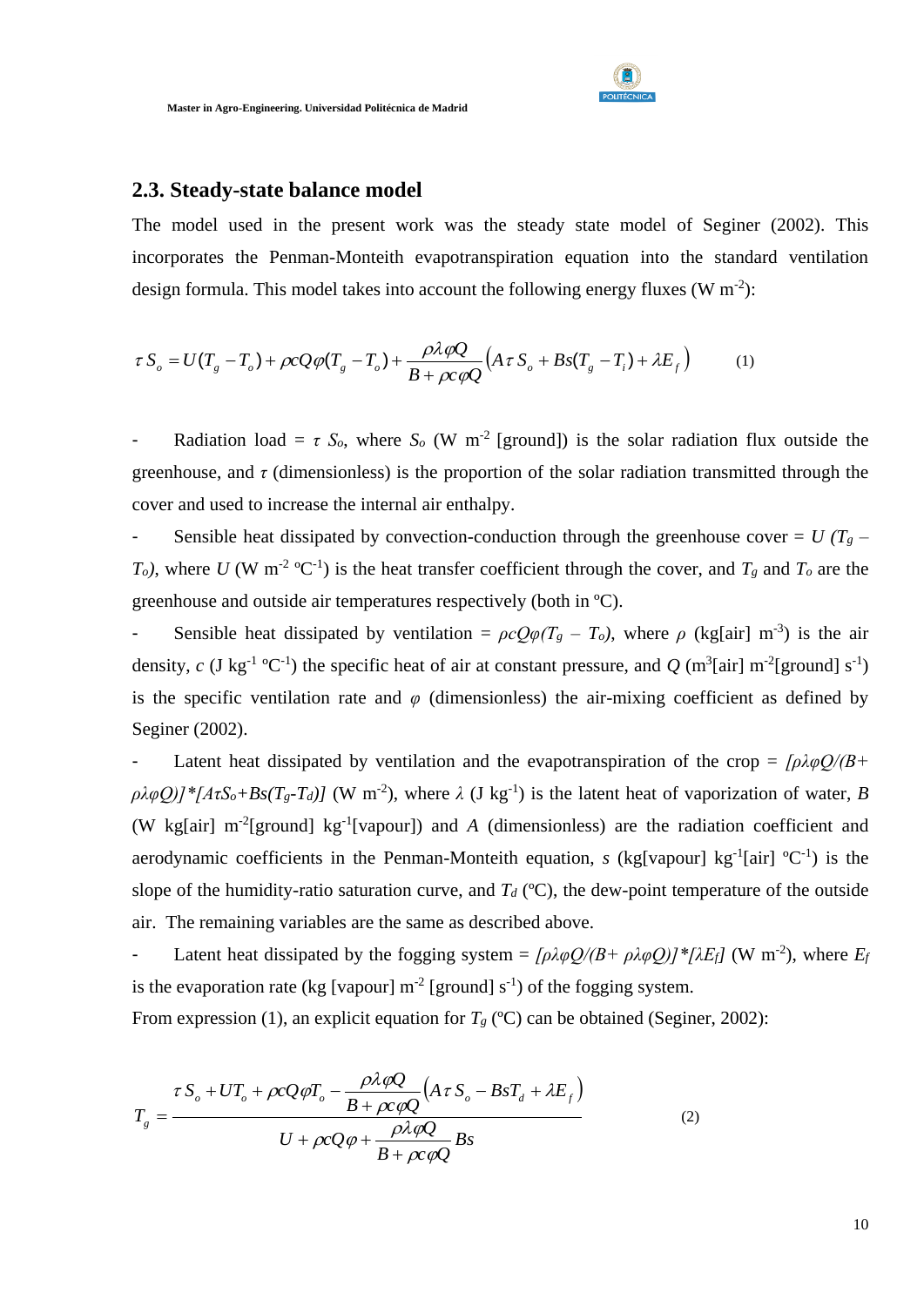## 2.3. Steady-state balance model

The model used in the present work was the steady state model of Seginer (2002). This incorporates the Penman-Monteith evapotranspiration equation into the standard ventilation design formula. This model takes into account the following energy fluxes (W m$^{-2}$):

$$\tau S_o = U(T_g - T_o) + \rho c Q \varphi (T_g - T_o) + \frac{\rho \lambda \varphi Q}{B + \rho c \varphi Q}\left(A \tau S_o + Bs(T_g - T_i) + \lambda E_f\right) \qquad (1)$$

- Radiation load = $\tau$ $S_o$, where $S_o$ (W m$^{-2}$ [ground]) is the solar radiation flux outside the greenhouse, and $\tau$ (dimensionless) is the proportion of the solar radiation transmitted through the cover and used to increase the internal air enthalpy.
- Sensible heat dissipated by convection-conduction through the greenhouse cover = $U\,(T_g - T_o)$, where $U$ (W m$^{-2}$ ºC$^{-1}$) is the heat transfer coefficient through the cover, and $T_g$ and $T_o$ are the greenhouse and outside air temperatures respectively (both in ºC).
- Sensible heat dissipated by ventilation = $\rho c Q \varphi (T_g - T_o)$, where $\rho$ (kg[air] m$^{-3}$) is the air density, $c$ (J kg$^{-1}$ ºC$^{-1}$) the specific heat of air at constant pressure, and $Q$ (m$^3$[air] m$^{-2}$[ground] s$^{-1}$) is the specific ventilation rate and $\varphi$ (dimensionless) the air-mixing coefficient as defined by Seginer (2002).
- Latent heat dissipated by ventilation and the evapotranspiration of the crop = $[\rho\lambda\varphi Q/(B+\rho\lambda\varphi Q)]*[A\tau S_o+Bs(T_g-T_d)]$ (W m$^{-2}$), where $\lambda$ (J kg$^{-1}$) is the latent heat of vaporization of water, $B$ (W kg[air] m$^{-2}$[ground] kg$^{-1}$[vapour]) and $A$ (dimensionless) are the radiation coefficient and aerodynamic coefficients in the Penman-Monteith equation, $s$ (kg[vapour] kg$^{-1}$[air] ºC$^{-1}$) is the slope of the humidity-ratio saturation curve, and $T_d$ (ºC), the dew-point temperature of the outside air. The remaining variables are the same as described above.
- Latent heat dissipated by the fogging system = $[\rho\lambda\varphi Q/(B+\rho\lambda\varphi Q)]*[\lambda E_f]$ (W m$^{-2}$), where $E_f$ is the evaporation rate (kg [vapour] m$^{-2}$ [ground] s$^{-1}$) of the fogging system.

From expression (1), an explicit equation for $T_g$ (ºC) can be obtained (Seginer, 2002):

$$T_g = \frac{\tau S_o + U T_o + \rho c Q \varphi T_o - \dfrac{\rho \lambda \varphi Q}{B + \rho c \varphi Q}\left(A \tau S_o - Bs T_d + \lambda E_f\right)}{U + \rho c Q \varphi + \dfrac{\rho \lambda \varphi Q}{B + \rho c \varphi Q} Bs} \qquad (2)$$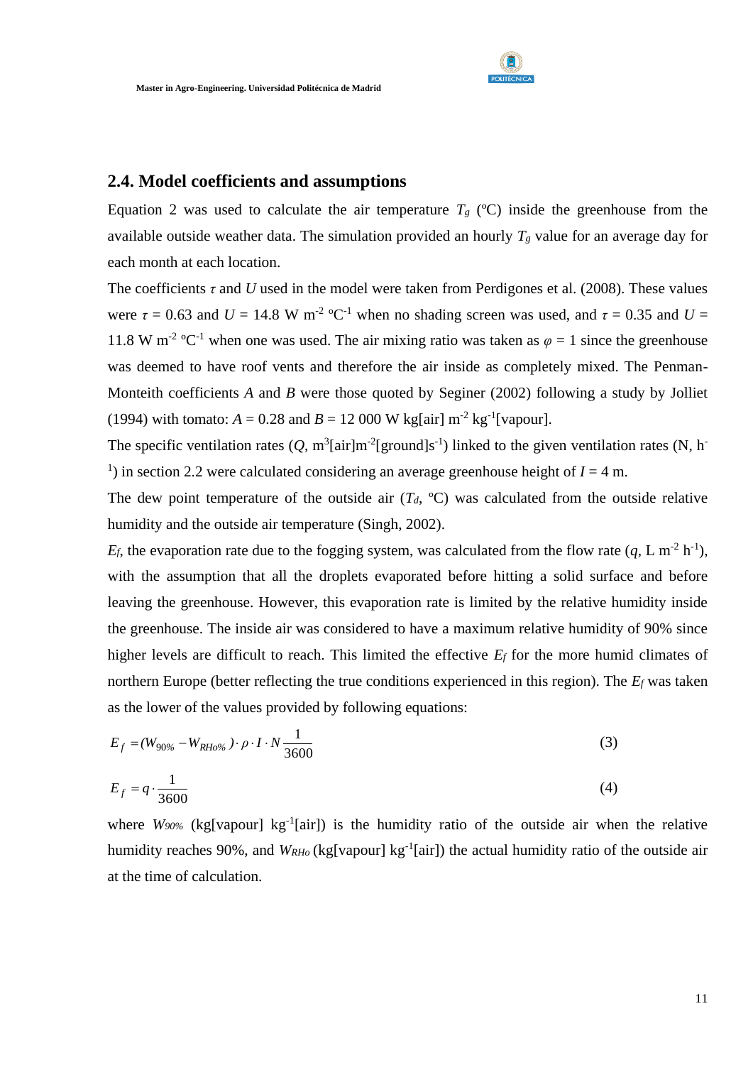## 2.4. Model coefficients and assumptions

Equation 2 was used to calculate the air temperature $T_g$ (ºC) inside the greenhouse from the available outside weather data. The simulation provided an hourly $T_g$ value for an average day for each month at each location.

The coefficients $\tau$ and $U$ used in the model were taken from Perdigones et al. (2008). These values were $\tau = 0.63$ and $U = 14.8$ W m$^{-2}$ ºC$^{-1}$ when no shading screen was used, and $\tau = 0.35$ and $U = 11.8$ W m$^{-2}$ ºC$^{-1}$ when one was used. The air mixing ratio was taken as $\varphi = 1$ since the greenhouse was deemed to have roof vents and therefore the air inside as completely mixed. The Penman-Monteith coefficients $A$ and $B$ were those quoted by Seginer (2002) following a study by Jolliet (1994) with tomato: $A = 0.28$ and $B = 12\,000$ W kg[air] m$^{-2}$ kg$^{-1}$[vapour].

The specific ventilation rates ($Q$, m$^3$[air]m$^{-2}$[ground]s$^{-1}$) linked to the given ventilation rates (N, h$^{-1}$) in section 2.2 were calculated considering an average greenhouse height of $I = 4$ m.

The dew point temperature of the outside air ($T_d$, ºC) was calculated from the outside relative humidity and the outside air temperature (Singh, 2002).

$E_f$, the evaporation rate due to the fogging system, was calculated from the flow rate ($q$, L m$^{-2}$ h$^{-1}$), with the assumption that all the droplets evaporated before hitting a solid surface and before leaving the greenhouse. However, this evaporation rate is limited by the relative humidity inside the greenhouse. The inside air was considered to have a maximum relative humidity of 90% since higher levels are difficult to reach. This limited the effective $E_f$ for the more humid climates of northern Europe (better reflecting the true conditions experienced in this region). The $E_f$ was taken as the lower of the values provided by following equations:

$$E_f = (W_{90\%} - W_{RHo\%}) \cdot \rho \cdot I \cdot N \frac{1}{3600} \tag{3}$$

$$E_f = q \cdot \frac{1}{3600} \tag{4}$$

where $W_{90\%}$ (kg[vapour] kg$^{-1}$[air]) is the humidity ratio of the outside air when the relative humidity reaches 90%, and $W_{RHo}$ (kg[vapour] kg$^{-1}$[air]) the actual humidity ratio of the outside air at the time of calculation.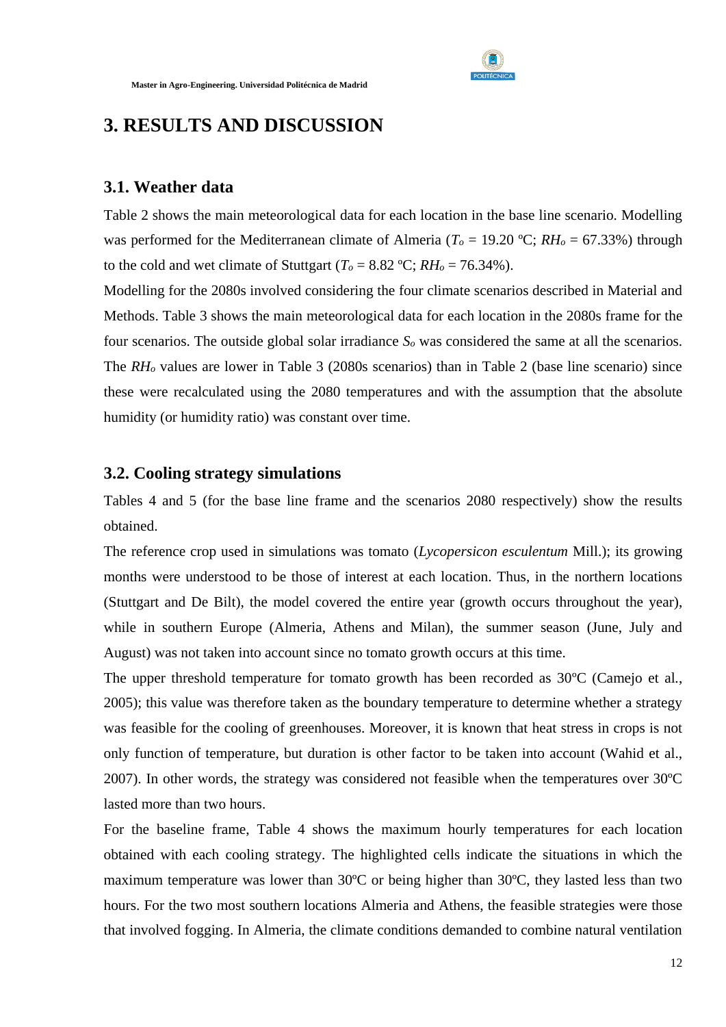# 3. RESULTS AND DISCUSSION

## 3.1. Weather data

Table 2 shows the main meteorological data for each location in the base line scenario. Modelling was performed for the Mediterranean climate of Almeria ($T_o$ = 19.20 ºC; $RH_o$ = 67.33%) through to the cold and wet climate of Stuttgart ($T_o$ = 8.82 ºC; $RH_o$ = 76.34%).

Modelling for the 2080s involved considering the four climate scenarios described in Material and Methods. Table 3 shows the main meteorological data for each location in the 2080s frame for the four scenarios. The outside global solar irradiance $S_o$ was considered the same at all the scenarios. The $RH_o$ values are lower in Table 3 (2080s scenarios) than in Table 2 (base line scenario) since these were recalculated using the 2080 temperatures and with the assumption that the absolute humidity (or humidity ratio) was constant over time.

## 3.2. Cooling strategy simulations

Tables 4 and 5 (for the base line frame and the scenarios 2080 respectively) show the results obtained.

The reference crop used in simulations was tomato (*Lycopersicon esculentum* Mill.); its growing months were understood to be those of interest at each location. Thus, in the northern locations (Stuttgart and De Bilt), the model covered the entire year (growth occurs throughout the year), while in southern Europe (Almeria, Athens and Milan), the summer season (June, July and August) was not taken into account since no tomato growth occurs at this time.

The upper threshold temperature for tomato growth has been recorded as 30ºC (Camejo et al., 2005); this value was therefore taken as the boundary temperature to determine whether a strategy was feasible for the cooling of greenhouses. Moreover, it is known that heat stress in crops is not only function of temperature, but duration is other factor to be taken into account (Wahid et al., 2007). In other words, the strategy was considered not feasible when the temperatures over 30ºC lasted more than two hours.

For the baseline frame, Table 4 shows the maximum hourly temperatures for each location obtained with each cooling strategy. The highlighted cells indicate the situations in which the maximum temperature was lower than 30ºC or being higher than 30ºC, they lasted less than two hours. For the two most southern locations Almeria and Athens, the feasible strategies were those that involved fogging. In Almeria, the climate conditions demanded to combine natural ventilation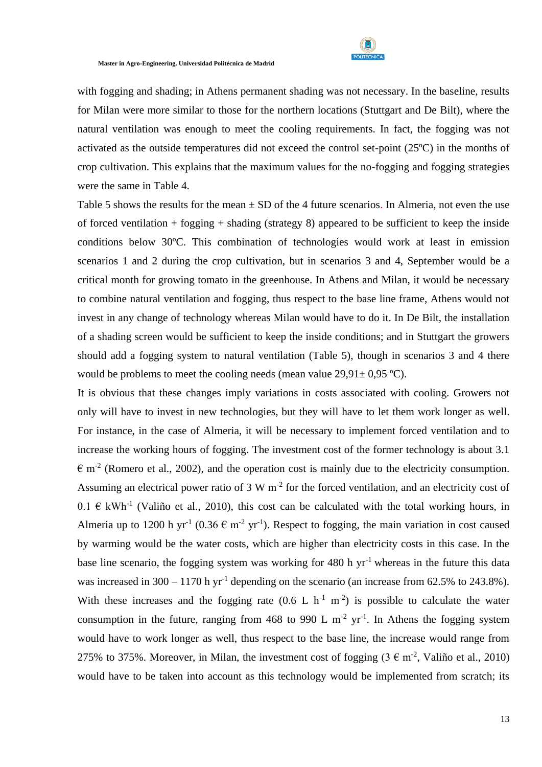with fogging and shading; in Athens permanent shading was not necessary. In the baseline, results for Milan were more similar to those for the northern locations (Stuttgart and De Bilt), where the natural ventilation was enough to meet the cooling requirements. In fact, the fogging was not activated as the outside temperatures did not exceed the control set-point (25ºC) in the months of crop cultivation. This explains that the maximum values for the no-fogging and fogging strategies were the same in Table 4.

Table 5 shows the results for the mean ± SD of the 4 future scenarios. In Almeria, not even the use of forced ventilation + fogging + shading (strategy 8) appeared to be sufficient to keep the inside conditions below 30ºC. This combination of technologies would work at least in emission scenarios 1 and 2 during the crop cultivation, but in scenarios 3 and 4, September would be a critical month for growing tomato in the greenhouse. In Athens and Milan, it would be necessary to combine natural ventilation and fogging, thus respect to the base line frame, Athens would not invest in any change of technology whereas Milan would have to do it. In De Bilt, the installation of a shading screen would be sufficient to keep the inside conditions; and in Stuttgart the growers should add a fogging system to natural ventilation (Table 5), though in scenarios 3 and 4 there would be problems to meet the cooling needs (mean value 29,91± 0,95 ºC).

It is obvious that these changes imply variations in costs associated with cooling. Growers not only will have to invest in new technologies, but they will have to let them work longer as well. For instance, in the case of Almeria, it will be necessary to implement forced ventilation and to increase the working hours of fogging. The investment cost of the former technology is about 3.1 € $m^{-2}$ (Romero et al., 2002), and the operation cost is mainly due to the electricity consumption. Assuming an electrical power ratio of 3 W $m^{-2}$ for the forced ventilation, and an electricity cost of 0.1 € $kWh^{-1}$ (Valiño et al., 2010), this cost can be calculated with the total working hours, in Almeria up to 1200 h $yr^{-1}$ (0.36 € $m^{-2}$ $yr^{-1}$). Respect to fogging, the main variation in cost caused by warming would be the water costs, which are higher than electricity costs in this case. In the base line scenario, the fogging system was working for 480 h $yr^{-1}$ whereas in the future this data was increased in 300 – 1170 h $yr^{-1}$ depending on the scenario (an increase from 62.5% to 243.8%). With these increases and the fogging rate (0.6 L $h^{-1}$ $m^{-2}$) is possible to calculate the water consumption in the future, ranging from 468 to 990 L $m^{-2}$ $yr^{-1}$. In Athens the fogging system would have to work longer as well, thus respect to the base line, the increase would range from 275% to 375%. Moreover, in Milan, the investment cost of fogging (3 € $m^{-2}$, Valiño et al., 2010) would have to be taken into account as this technology would be implemented from scratch; its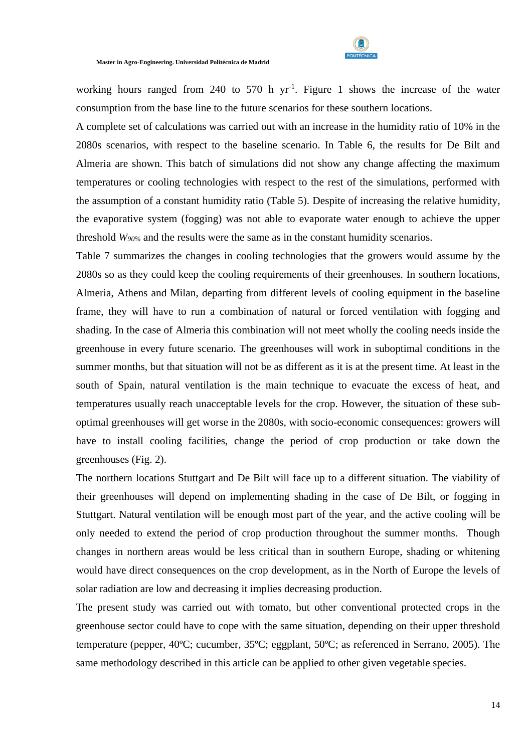working hours ranged from 240 to 570 h $yr^{-1}$. Figure 1 shows the increase of the water consumption from the base line to the future scenarios for these southern locations.

A complete set of calculations was carried out with an increase in the humidity ratio of 10% in the 2080s scenarios, with respect to the baseline scenario. In Table 6, the results for De Bilt and Almeria are shown. This batch of simulations did not show any change affecting the maximum temperatures or cooling technologies with respect to the rest of the simulations, performed with the assumption of a constant humidity ratio (Table 5). Despite of increasing the relative humidity, the evaporative system (fogging) was not able to evaporate water enough to achieve the upper threshold $W_{90\%}$ and the results were the same as in the constant humidity scenarios.

Table 7 summarizes the changes in cooling technologies that the growers would assume by the 2080s so as they could keep the cooling requirements of their greenhouses. In southern locations, Almeria, Athens and Milan, departing from different levels of cooling equipment in the baseline frame, they will have to run a combination of natural or forced ventilation with fogging and shading. In the case of Almeria this combination will not meet wholly the cooling needs inside the greenhouse in every future scenario. The greenhouses will work in suboptimal conditions in the summer months, but that situation will not be as different as it is at the present time. At least in the south of Spain, natural ventilation is the main technique to evacuate the excess of heat, and temperatures usually reach unacceptable levels for the crop. However, the situation of these sub-optimal greenhouses will get worse in the 2080s, with socio-economic consequences: growers will have to install cooling facilities, change the period of crop production or take down the greenhouses (Fig. 2).

The northern locations Stuttgart and De Bilt will face up to a different situation. The viability of their greenhouses will depend on implementing shading in the case of De Bilt, or fogging in Stuttgart. Natural ventilation will be enough most part of the year, and the active cooling will be only needed to extend the period of crop production throughout the summer months. Though changes in northern areas would be less critical than in southern Europe, shading or whitening would have direct consequences on the crop development, as in the North of Europe the levels of solar radiation are low and decreasing it implies decreasing production.

The present study was carried out with tomato, but other conventional protected crops in the greenhouse sector could have to cope with the same situation, depending on their upper threshold temperature (pepper, 40ºC; cucumber, 35ºC; eggplant, 50ºC; as referenced in Serrano, 2005). The same methodology described in this article can be applied to other given vegetable species.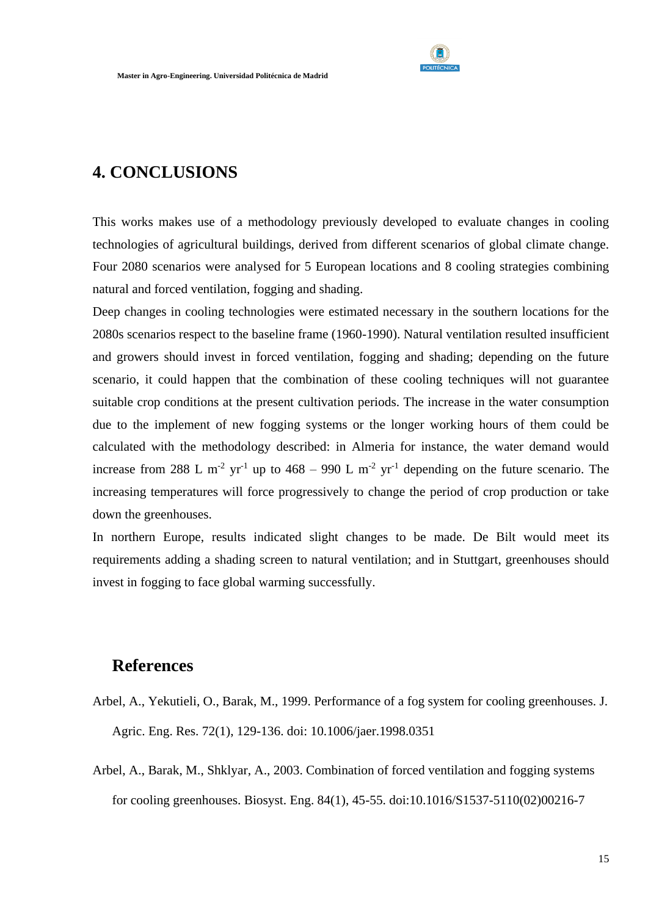# 4. CONCLUSIONS

This works makes use of a methodology previously developed to evaluate changes in cooling technologies of agricultural buildings, derived from different scenarios of global climate change. Four 2080 scenarios were analysed for 5 European locations and 8 cooling strategies combining natural and forced ventilation, fogging and shading.

Deep changes in cooling technologies were estimated necessary in the southern locations for the 2080s scenarios respect to the baseline frame (1960-1990). Natural ventilation resulted insufficient and growers should invest in forced ventilation, fogging and shading; depending on the future scenario, it could happen that the combination of these cooling techniques will not guarantee suitable crop conditions at the present cultivation periods. The increase in the water consumption due to the implement of new fogging systems or the longer working hours of them could be calculated with the methodology described: in Almeria for instance, the water demand would increase from 288 L $m^{-2}$ $yr^{-1}$ up to 468 – 990 L $m^{-2}$ $yr^{-1}$ depending on the future scenario. The increasing temperatures will force progressively to change the period of crop production or take down the greenhouses.

In northern Europe, results indicated slight changes to be made. De Bilt would meet its requirements adding a shading screen to natural ventilation; and in Stuttgart, greenhouses should invest in fogging to face global warming successfully.

## References

Arbel, A., Yekutieli, O., Barak, M., 1999. Performance of a fog system for cooling greenhouses. J. Agric. Eng. Res. 72(1), 129-136. doi: 10.1006/jaer.1998.0351

Arbel, A., Barak, M., Shklyar, A., 2003. Combination of forced ventilation and fogging systems for cooling greenhouses. Biosyst. Eng. 84(1), 45-55. doi:10.1016/S1537-5110(02)00216-7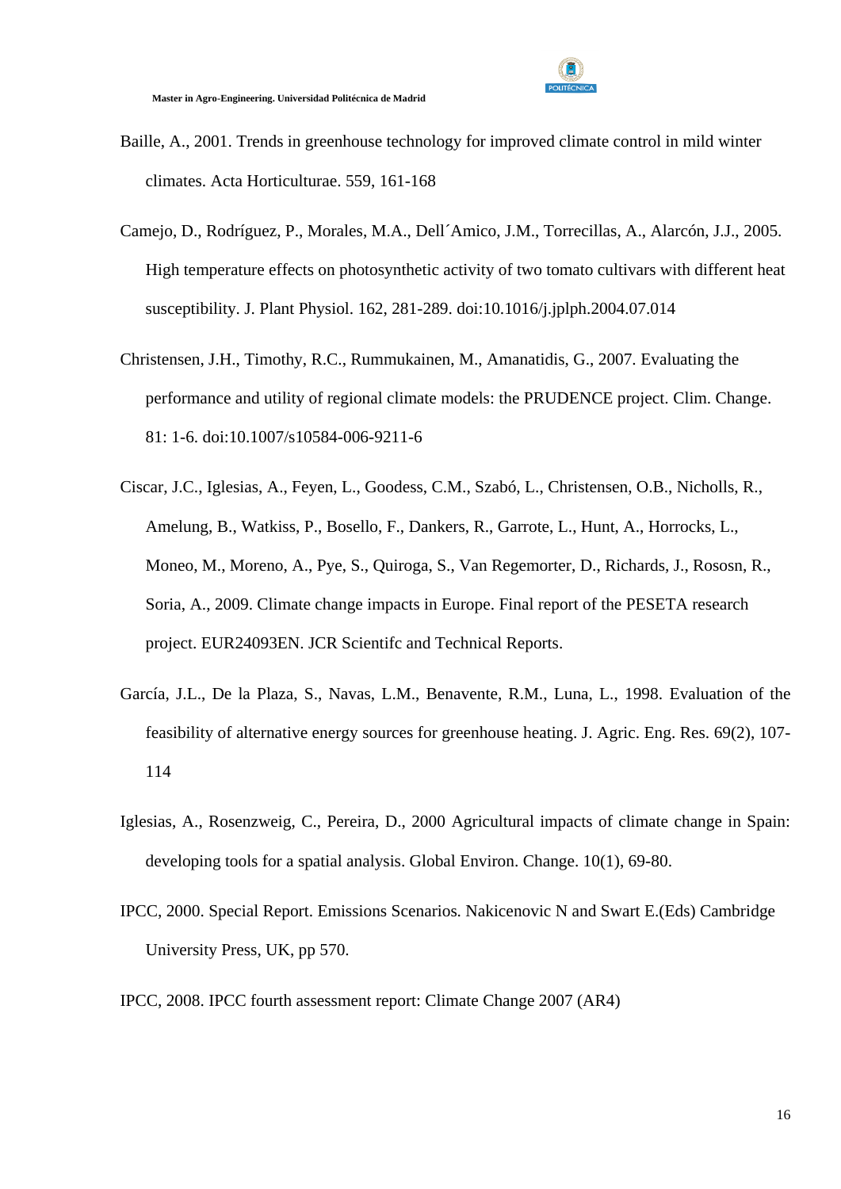Baille, A., 2001. Trends in greenhouse technology for improved climate control in mild winter climates. Acta Horticulturae. 559, 161-168

Camejo, D., Rodríguez, P., Morales, M.A., Dell´Amico, J.M., Torrecillas, A., Alarcón, J.J., 2005. High temperature effects on photosynthetic activity of two tomato cultivars with different heat susceptibility. J. Plant Physiol. 162, 281-289. doi:10.1016/j.jplph.2004.07.014

Christensen, J.H., Timothy, R.C., Rummukainen, M., Amanatidis, G., 2007. Evaluating the performance and utility of regional climate models: the PRUDENCE project. Clim. Change. 81: 1-6. doi:10.1007/s10584-006-9211-6

Ciscar, J.C., Iglesias, A., Feyen, L., Goodess, C.M., Szabó, L., Christensen, O.B., Nicholls, R., Amelung, B., Watkiss, P., Bosello, F., Dankers, R., Garrote, L., Hunt, A., Horrocks, L., Moneo, M., Moreno, A., Pye, S., Quiroga, S., Van Regemorter, D., Richards, J., Rososn, R., Soria, A., 2009. Climate change impacts in Europe. Final report of the PESETA research project. EUR24093EN. JCR Scientifc and Technical Reports.

García, J.L., De la Plaza, S., Navas, L.M., Benavente, R.M., Luna, L., 1998. Evaluation of the feasibility of alternative energy sources for greenhouse heating. J. Agric. Eng. Res. 69(2), 107-114

Iglesias, A., Rosenzweig, C., Pereira, D., 2000 Agricultural impacts of climate change in Spain: developing tools for a spatial analysis. Global Environ. Change. 10(1), 69-80.

IPCC, 2000. Special Report. Emissions Scenarios. Nakicenovic N and Swart E.(Eds) Cambridge University Press, UK, pp 570.

IPCC, 2008. IPCC fourth assessment report: Climate Change 2007 (AR4)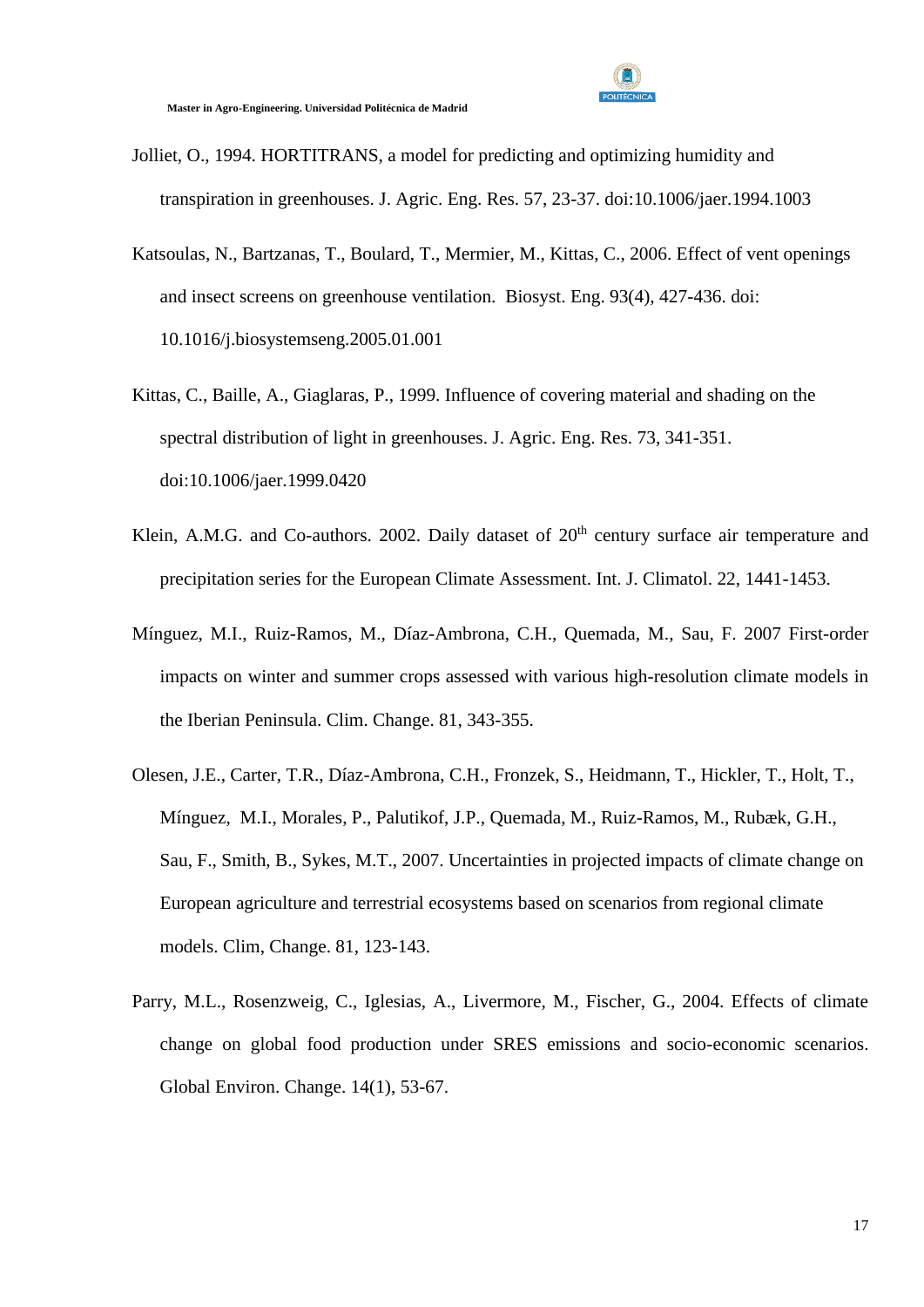Jolliet, O., 1994. HORTITRANS, a model for predicting and optimizing humidity and transpiration in greenhouses. J. Agric. Eng. Res. 57, 23-37. doi:10.1006/jaer.1994.1003

Katsoulas, N., Bartzanas, T., Boulard, T., Mermier, M., Kittas, C., 2006. Effect of vent openings and insect screens on greenhouse ventilation. Biosyst. Eng. 93(4), 427-436. doi: 10.1016/j.biosystemseng.2005.01.001

Kittas, C., Baille, A., Giaglaras, P., 1999. Influence of covering material and shading on the spectral distribution of light in greenhouses. J. Agric. Eng. Res. 73, 341-351. doi:10.1006/jaer.1999.0420

Klein, A.M.G. and Co-authors. 2002. Daily dataset of 20$^{th}$ century surface air temperature and precipitation series for the European Climate Assessment. Int. J. Climatol. 22, 1441-1453.

Mínguez, M.I., Ruiz-Ramos, M., Díaz-Ambrona, C.H., Quemada, M., Sau, F. 2007 First-order impacts on winter and summer crops assessed with various high-resolution climate models in the Iberian Peninsula. Clim. Change. 81, 343-355.

Olesen, J.E., Carter, T.R., Díaz-Ambrona, C.H., Fronzek, S., Heidmann, T., Hickler, T., Holt, T., Mínguez, M.I., Morales, P., Palutikof, J.P., Quemada, M., Ruiz-Ramos, M., Rubæk, G.H., Sau, F., Smith, B., Sykes, M.T., 2007. Uncertainties in projected impacts of climate change on European agriculture and terrestrial ecosystems based on scenarios from regional climate models. Clim, Change. 81, 123-143.

Parry, M.L., Rosenzweig, C., Iglesias, A., Livermore, M., Fischer, G., 2004. Effects of climate change on global food production under SRES emissions and socio-economic scenarios. Global Environ. Change. 14(1), 53-67.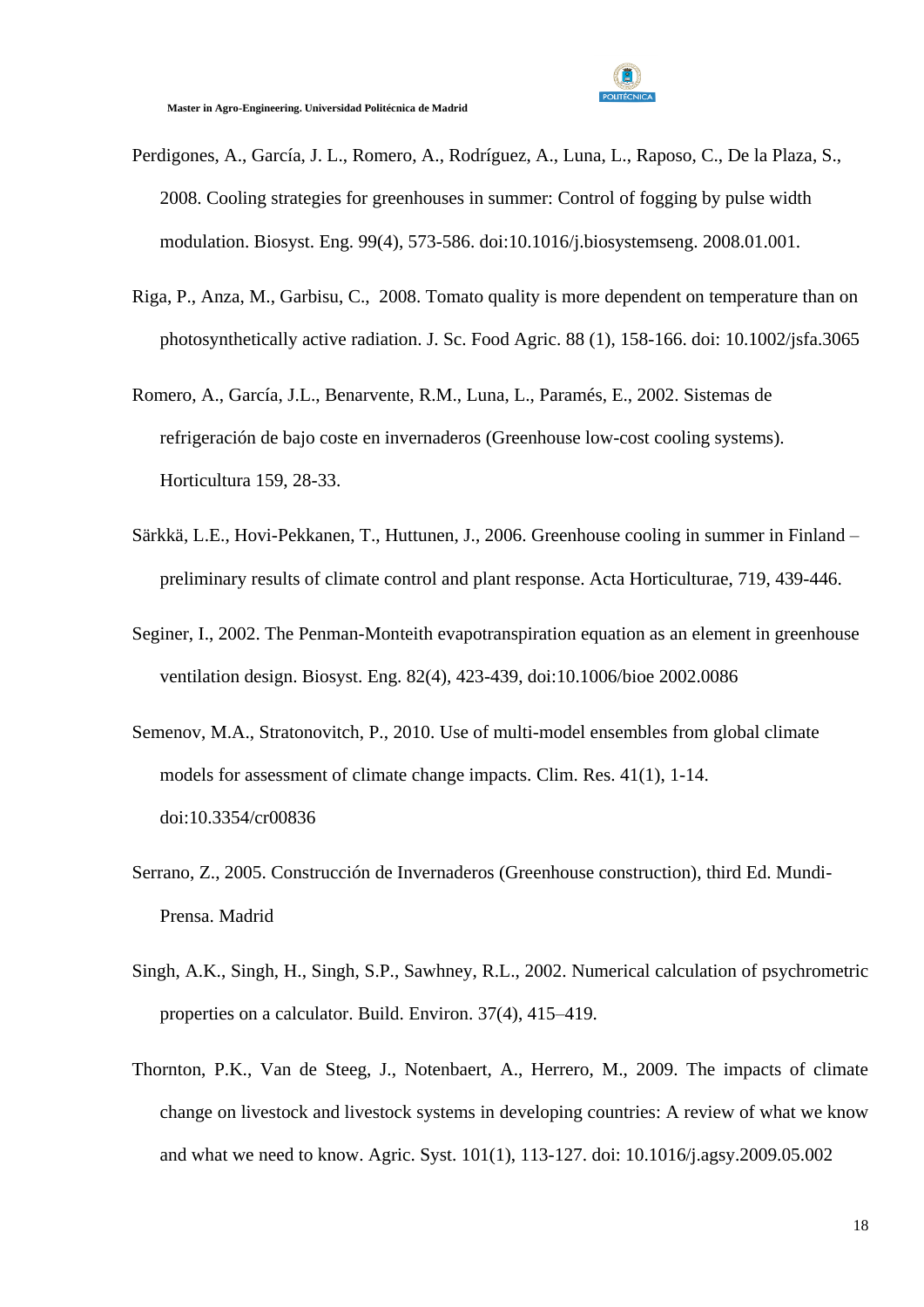Perdigones, A., García, J. L., Romero, A., Rodríguez, A., Luna, L., Raposo, C., De la Plaza, S., 2008. Cooling strategies for greenhouses in summer: Control of fogging by pulse width modulation. Biosyst. Eng. 99(4), 573-586. doi:10.1016/j.biosystemseng. 2008.01.001.

Riga, P., Anza, M., Garbisu, C., 2008. Tomato quality is more dependent on temperature than on photosynthetically active radiation. J. Sc. Food Agric. 88 (1), 158-166. doi: 10.1002/jsfa.3065

Romero, A., García, J.L., Benarvente, R.M., Luna, L., Paramés, E., 2002. Sistemas de refrigeración de bajo coste en invernaderos (Greenhouse low-cost cooling systems). Horticultura 159, 28-33.

Särkkä, L.E., Hovi-Pekkanen, T., Huttunen, J., 2006. Greenhouse cooling in summer in Finland – preliminary results of climate control and plant response. Acta Horticulturae, 719, 439-446.

Seginer, I., 2002. The Penman-Monteith evapotranspiration equation as an element in greenhouse ventilation design. Biosyst. Eng. 82(4), 423-439, doi:10.1006/bioe 2002.0086

Semenov, M.A., Stratonovitch, P., 2010. Use of multi-model ensembles from global climate models for assessment of climate change impacts. Clim. Res. 41(1), 1-14. doi:10.3354/cr00836

Serrano, Z., 2005. Construcción de Invernaderos (Greenhouse construction), third Ed. Mundi-Prensa. Madrid

Singh, A.K., Singh, H., Singh, S.P., Sawhney, R.L., 2002. Numerical calculation of psychrometric properties on a calculator. Build. Environ. 37(4), 415–419.

Thornton, P.K., Van de Steeg, J., Notenbaert, A., Herrero, M., 2009. The impacts of climate change on livestock and livestock systems in developing countries: A review of what we know and what we need to know. Agric. Syst. 101(1), 113-127. doi: 10.1016/j.agsy.2009.05.002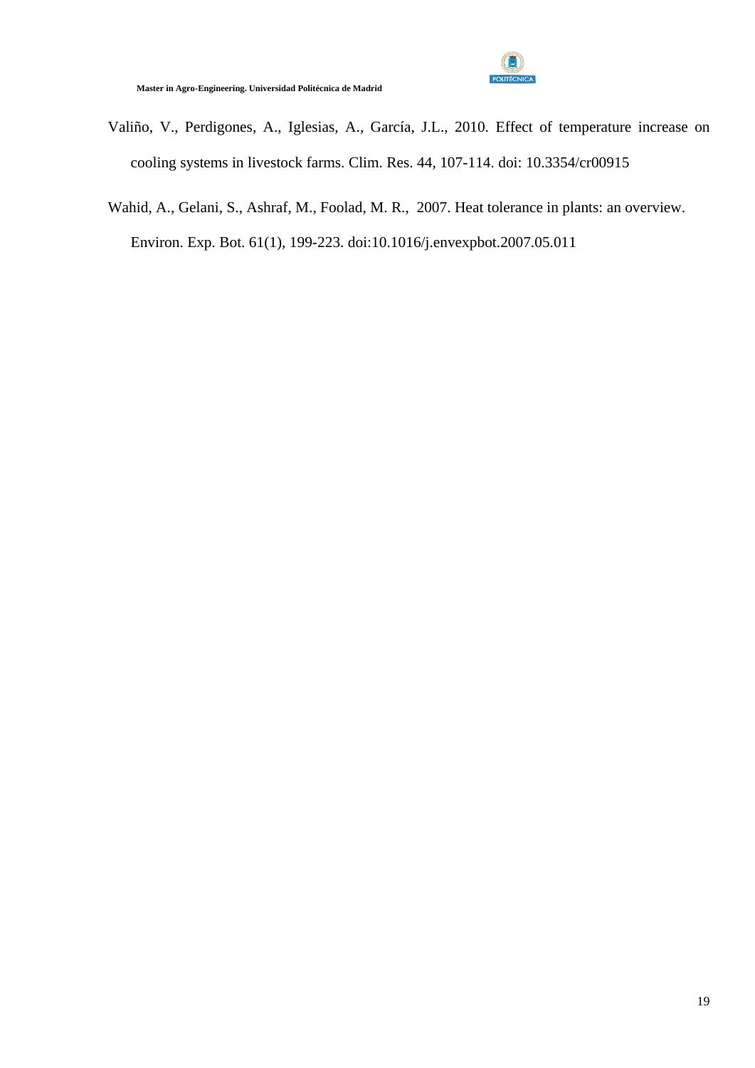Valiño, V., Perdigones, A., Iglesias, A., García, J.L., 2010. Effect of temperature increase on cooling systems in livestock farms. Clim. Res. 44, 107-114. doi: 10.3354/cr00915

Wahid, A., Gelani, S., Ashraf, M., Foolad, M. R., 2007. Heat tolerance in plants: an overview. Environ. Exp. Bot. 61(1), 199-223. doi:10.1016/j.envexpbot.2007.05.011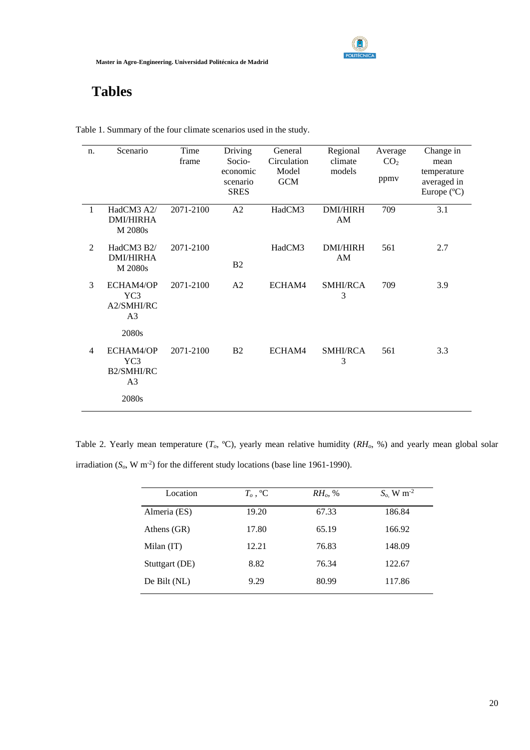# Tables

Table 1. Summary of the four climate scenarios used in the study.

| n. | Scenario | Time frame | Driving Socio-economic scenario SRES | General Circulation Model GCM | Regional climate models | Average $CO_2$ ppmv | Change in mean temperature averaged in Europe (ºC) |
|---|---|---|---|---|---|---|---|
| 1 | HadCM3 A2/ DMI/HIRHAM 2080s | 2071-2100 | A2 | HadCM3 | DMI/HIRHAM | 709 | 3.1 |
| 2 | HadCM3 B2/ DMI/HIRHAM 2080s | 2071-2100 | B2 | HadCM3 | DMI/HIRHAM | 561 | 2.7 |
| 3 | ECHAM4/OPYC3 A2/SMHI/RCA3 2080s | 2071-2100 | A2 | ECHAM4 | SMHI/RCA3 | 709 | 3.9 |
| 4 | ECHAM4/OPYC3 B2/SMHI/RCA3 2080s | 2071-2100 | B2 | ECHAM4 | SMHI/RCA3 | 561 | 3.3 |

Table 2. Yearly mean temperature ($T_o$, ºC), yearly mean relative humidity ($RH_o$, %) and yearly mean global solar irradiation ($S_o$, W m$^{-2}$) for the different study locations (base line 1961-1990).

| Location | $T_o$ , ºC | $RH_o$, % | $S_o$, W m$^{-2}$ |
|---|---|---|---|
| Almeria (ES) | 19.20 | 67.33 | 186.84 |
| Athens (GR) | 17.80 | 65.19 | 166.92 |
| Milan (IT) | 12.21 | 76.83 | 148.09 |
| Stuttgart (DE) | 8.82 | 76.34 | 122.67 |
| De Bilt (NL) | 9.29 | 80.99 | 117.86 |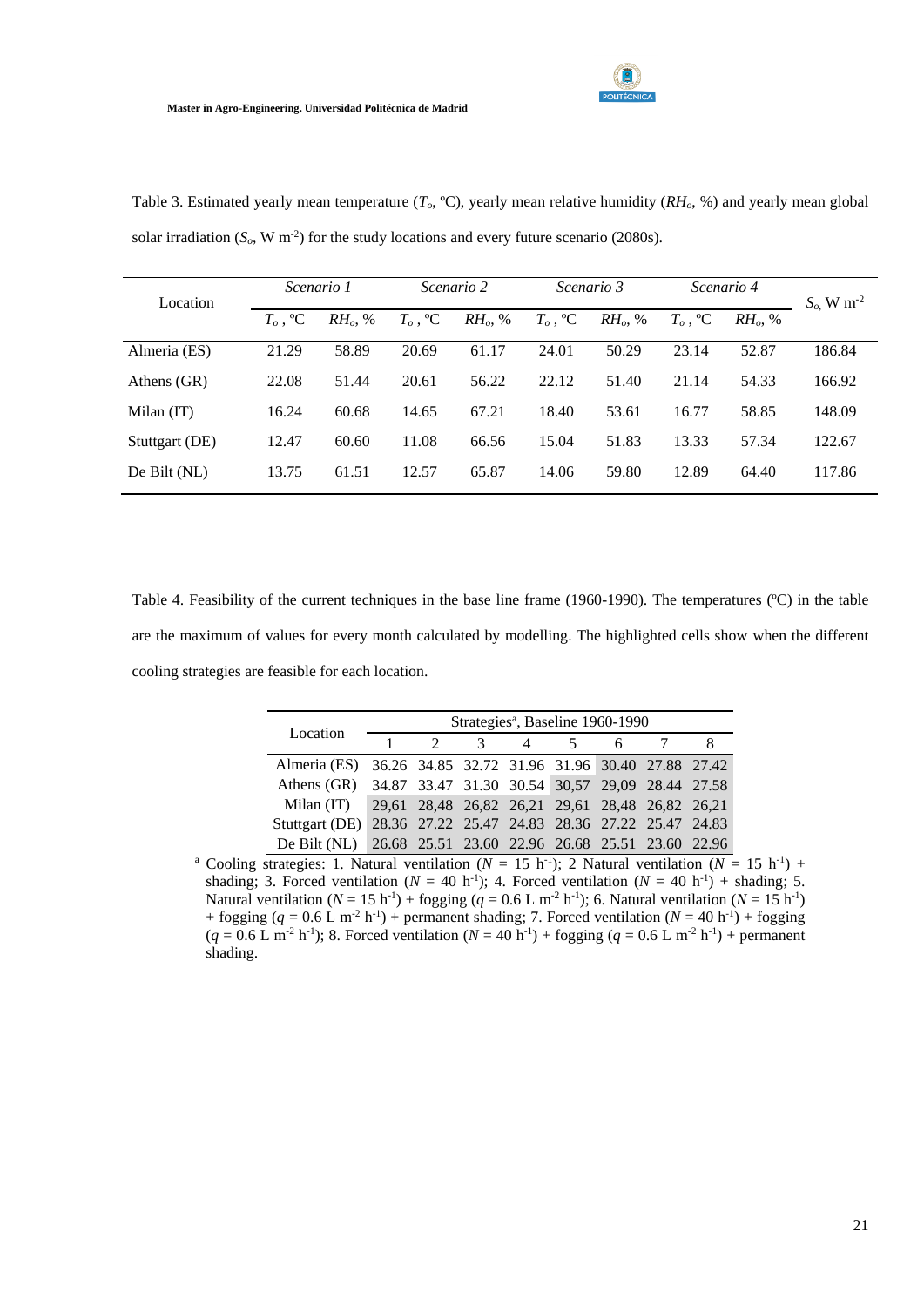Table 3. Estimated yearly mean temperature ($T_o$, ºC), yearly mean relative humidity ($RH_o$, %) and yearly mean global solar irradiation ($S_o$, W m$^{-2}$) for the study locations and every future scenario (2080s).

| Location | *Scenario 1* | | *Scenario 2* | | *Scenario 3* | | *Scenario 4* | | $S_o$, W m$^{-2}$ |
|---|---|---|---|---|---|---|---|---|---|
| | $T_o$, ºC | $RH_o$, % | $T_o$, ºC | $RH_o$, % | $T_o$, ºC | $RH_o$, % | $T_o$, ºC | $RH_o$, % | |
| Almeria (ES) | 21.29 | 58.89 | 20.69 | 61.17 | 24.01 | 50.29 | 23.14 | 52.87 | 186.84 |
| Athens (GR) | 22.08 | 51.44 | 20.61 | 56.22 | 22.12 | 51.40 | 21.14 | 54.33 | 166.92 |
| Milan (IT) | 16.24 | 60.68 | 14.65 | 67.21 | 18.40 | 53.61 | 16.77 | 58.85 | 148.09 |
| Stuttgart (DE) | 12.47 | 60.60 | 11.08 | 66.56 | 15.04 | 51.83 | 13.33 | 57.34 | 122.67 |
| De Bilt (NL) | 13.75 | 61.51 | 12.57 | 65.87 | 14.06 | 59.80 | 12.89 | 64.40 | 117.86 |

Table 4. Feasibility of the current techniques in the base line frame (1960-1990). The temperatures (ºC) in the table are the maximum of values for every month calculated by modelling. The highlighted cells show when the different cooling strategies are feasible for each location.

| Location | Strategies[a], Baseline 1960-1990 | | | | | | | |
|---|---|---|---|---|---|---|---|---|
| | 1 | 2 | 3 | 4 | 5 | 6 | 7 | 8 |
| Almeria (ES) | 36.26 | 34.85 | 32.72 | 31.96 | 31.96 | 30.40 | 27.88 | 27.42 |
| Athens (GR) | 34.87 | 33.47 | 31.30 | 30.54 | 30,57 | 29,09 | 28.44 | 27.58 |
| Milan (IT) | 29,61 | 28,48 | 26,82 | 26,21 | 29,61 | 28,48 | 26,82 | 26,21 |
| Stuttgart (DE) | 28.36 | 27.22 | 25.47 | 24.83 | 28.36 | 27.22 | 25.47 | 24.83 |
| De Bilt (NL) | 26.68 | 25.51 | 23.60 | 22.96 | 26.68 | 25.51 | 23.60 | 22.96 |

[a] Cooling strategies: 1. Natural ventilation ($N$ = 15 h$^{-1}$); 2 Natural ventilation ($N$ = 15 h$^{-1}$) + shading; 3. Forced ventilation ($N$ = 40 h$^{-1}$); 4. Forced ventilation ($N$ = 40 h$^{-1}$) + shading; 5. Natural ventilation ($N$ = 15 h$^{-1}$) + fogging ($q$ = 0.6 L m$^{-2}$ h$^{-1}$); 6. Natural ventilation ($N$ = 15 h$^{-1}$) + fogging ($q$ = 0.6 L m$^{-2}$ h$^{-1}$) + permanent shading; 7. Forced ventilation ($N$ = 40 h$^{-1}$) + fogging ($q$ = 0.6 L m$^{-2}$ h$^{-1}$); 8. Forced ventilation ($N$ = 40 h$^{-1}$) + fogging ($q$ = 0.6 L m$^{-2}$ h$^{-1}$) + permanent shading.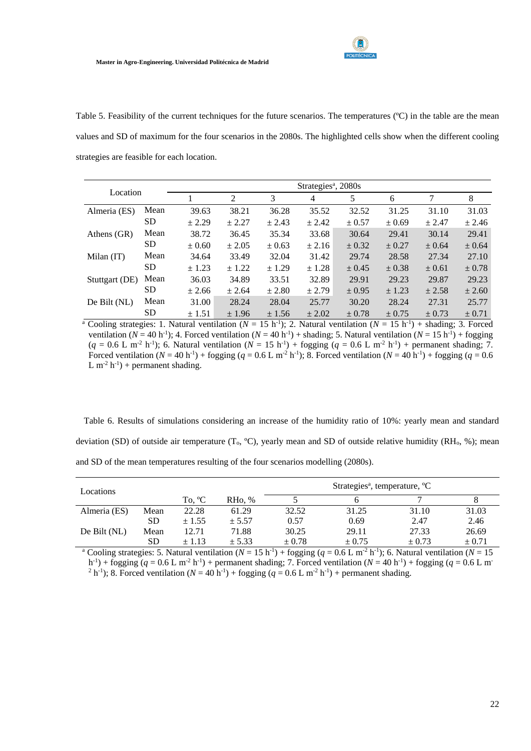Table 5. Feasibility of the current techniques for the future scenarios. The temperatures (ºC) in the table are the mean values and SD of maximum for the four scenarios in the 2080s. The highlighted cells show when the different cooling strategies are feasible for each location.

| Location | | Strategies[a], 2080s | | | | | | | |
|---|---|---|---|---|---|---|---|---|---|
| | | 1 | 2 | 3 | 4 | 5 | 6 | 7 | 8 |
| Almeria (ES) | Mean | 39.63 | 38.21 | 36.28 | 35.52 | 32.52 | 31.25 | 31.10 | 31.03 |
| | SD | ± 2.29 | ± 2.27 | ± 2.43 | ± 2.42 | ± 0.57 | ± 0.69 | ± 2.47 | ± 2.46 |
| Athens (GR) | Mean | 38.72 | 36.45 | 35.34 | 33.68 | 30.64 | 29.41 | 30.14 | 29.41 |
| | SD | ± 0.60 | ± 2.05 | ± 0.63 | ± 2.16 | ± 0.32 | ± 0.27 | ± 0.64 | ± 0.64 |
| Milan (IT) | Mean | 34.64 | 33.49 | 32.04 | 31.42 | 29.74 | 28.58 | 27.34 | 27.10 |
| | SD | ± 1.23 | ± 1.22 | ± 1.29 | ± 1.28 | ± 0.45 | ± 0.38 | ± 0.61 | ± 0.78 |
| Stuttgart (DE) | Mean | 36.03 | 34.89 | 33.51 | 32.89 | 29.91 | 29.23 | 29.87 | 29.23 |
| | SD | ± 2.66 | ± 2.64 | ± 2.80 | ± 2.79 | ± 0.95 | ± 1.23 | ± 2.58 | ± 2.60 |
| De Bilt (NL) | Mean | 31.00 | 28.24 | 28.04 | 25.77 | 30.20 | 28.24 | 27.31 | 25.77 |
| | SD | ± 1.51 | ± 1.96 | ± 1.56 | ± 2.02 | ± 0.78 | ± 0.75 | ± 0.73 | ± 0.71 |

[a] Cooling strategies: 1. Natural ventilation ($N$ = 15 h$^{-1}$); 2. Natural ventilation ($N$ = 15 h$^{-1}$) + shading; 3. Forced ventilation ($N$ = 40 h$^{-1}$); 4. Forced ventilation ($N$ = 40 h$^{-1}$) + shading; 5. Natural ventilation ($N$ = 15 h$^{-1}$) + fogging ($q$ = 0.6 L m$^{-2}$ h$^{-1}$); 6. Natural ventilation ($N$ = 15 h$^{-1}$) + fogging ($q$ = 0.6 L m$^{-2}$ h$^{-1}$) + permanent shading; 7. Forced ventilation ($N$ = 40 h$^{-1}$) + fogging ($q$ = 0.6 L m$^{-2}$ h$^{-1}$); 8. Forced ventilation ($N$ = 40 h$^{-1}$) + fogging ($q$ = 0.6 L m$^{-2}$ h$^{-1}$) + permanent shading.

Table 6. Results of simulations considering an increase of the humidity ratio of 10%: yearly mean and standard deviation (SD) of outside air temperature ($T_o$, ºC), yearly mean and SD of outside relative humidity ($RH_o$, %); mean and SD of the mean temperatures resulting of the four scenarios modelling (2080s).

| Locations | | | | Strategies[a], temperature, ºC | | | |
|---|---|---|---|---|---|---|---|
| | | To, ºC | RHo, % | 5 | 6 | 7 | 8 |
| Almeria (ES) | Mean | 22.28 | 61.29 | 32.52 | 31.25 | 31.10 | 31.03 |
| | SD | ± 1.55 | ± 5.57 | 0.57 | 0.69 | 2.47 | 2.46 |
| De Bilt (NL) | Mean | 12.71 | 71.88 | 30.25 | 29.11 | 27.33 | 26.69 |
| | SD | ± 1.13 | ± 5.33 | ± 0.78 | ± 0.75 | ± 0.73 | ± 0.71 |

[a] Cooling strategies: 5. Natural ventilation ($N$ = 15 h$^{-1}$) + fogging ($q$ = 0.6 L m$^{-2}$ h$^{-1}$); 6. Natural ventilation ($N$ = 15 h$^{-1}$) + fogging ($q$ = 0.6 L m$^{-2}$ h$^{-1}$) + permanent shading; 7. Forced ventilation ($N$ = 40 h$^{-1}$) + fogging ($q$ = 0.6 L m$^{-2}$ h$^{-1}$); 8. Forced ventilation ($N$ = 40 h$^{-1}$) + fogging ($q$ = 0.6 L m$^{-2}$ h$^{-1}$) + permanent shading.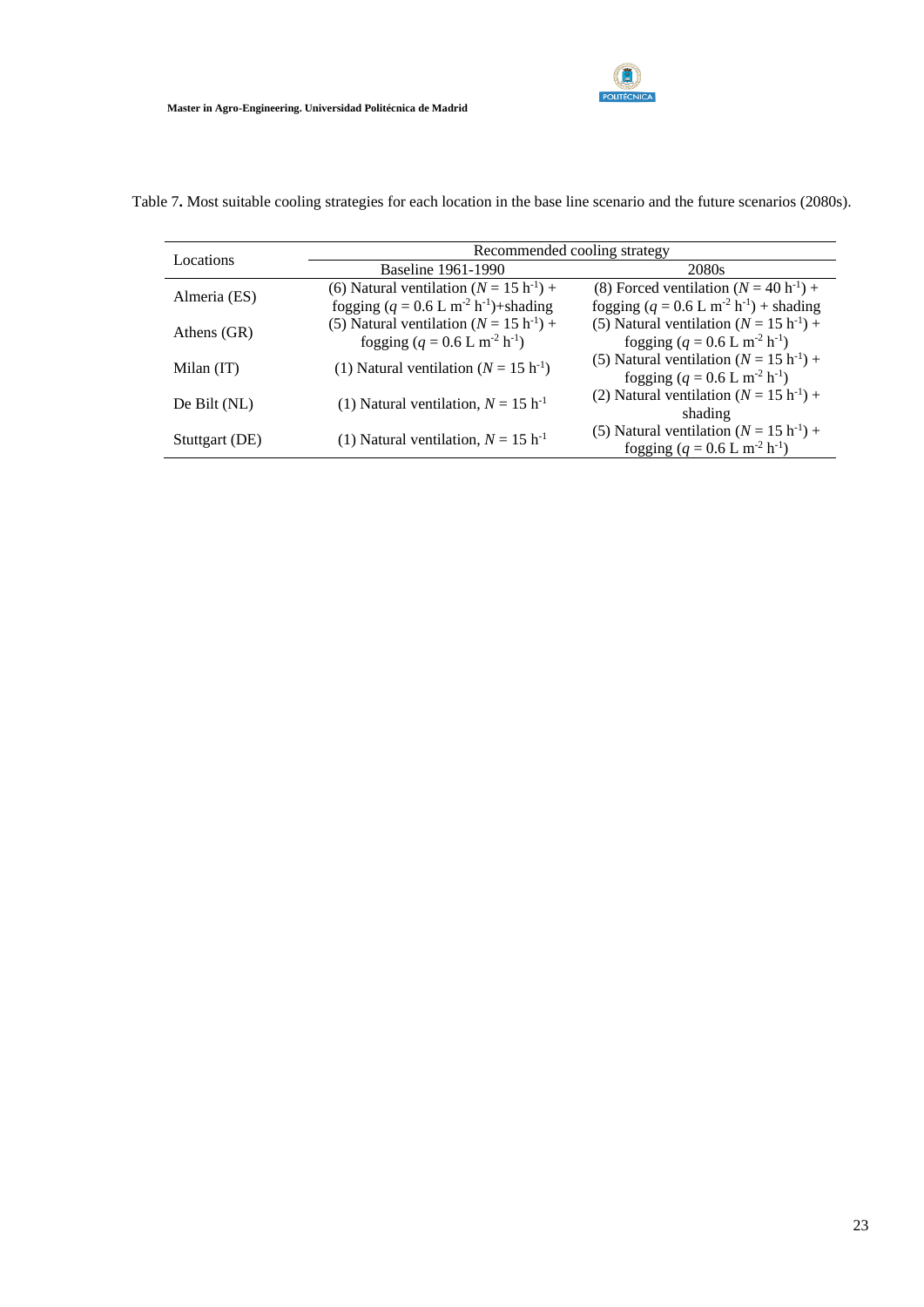Table 7**.** Most suitable cooling strategies for each location in the base line scenario and the future scenarios (2080s).

| Locations | Recommended cooling strategy | |
|---|---|---|
| | Baseline 1961-1990 | 2080s |
| Almeria (ES) | (6) Natural ventilation ($N$ = 15 $h^{-1}$) + fogging ($q$ = 0.6 L $m^{-2}$ $h^{-1}$)+shading | (8) Forced ventilation ($N$ = 40 $h^{-1}$) + fogging ($q$ = 0.6 L $m^{-2}$ $h^{-1}$) + shading |
| Athens (GR) | (5) Natural ventilation ($N$ = 15 $h^{-1}$) + fogging ($q$ = 0.6 L $m^{-2}$ $h^{-1}$) | (5) Natural ventilation ($N$ = 15 $h^{-1}$) + fogging ($q$ = 0.6 L $m^{-2}$ $h^{-1}$) |
| Milan (IT) | (1) Natural ventilation ($N$ = 15 $h^{-1}$) | (5) Natural ventilation ($N$ = 15 $h^{-1}$) + fogging ($q$ = 0.6 L $m^{-2}$ $h^{-1}$) |
| De Bilt (NL) | (1) Natural ventilation, $N$ = 15 $h^{-1}$ | (2) Natural ventilation ($N$ = 15 $h^{-1}$) + shading |
| Stuttgart (DE) | (1) Natural ventilation, $N$ = 15 $h^{-1}$ | (5) Natural ventilation ($N$ = 15 $h^{-1}$) + fogging ($q$ = 0.6 L $m^{-2}$ $h^{-1}$) |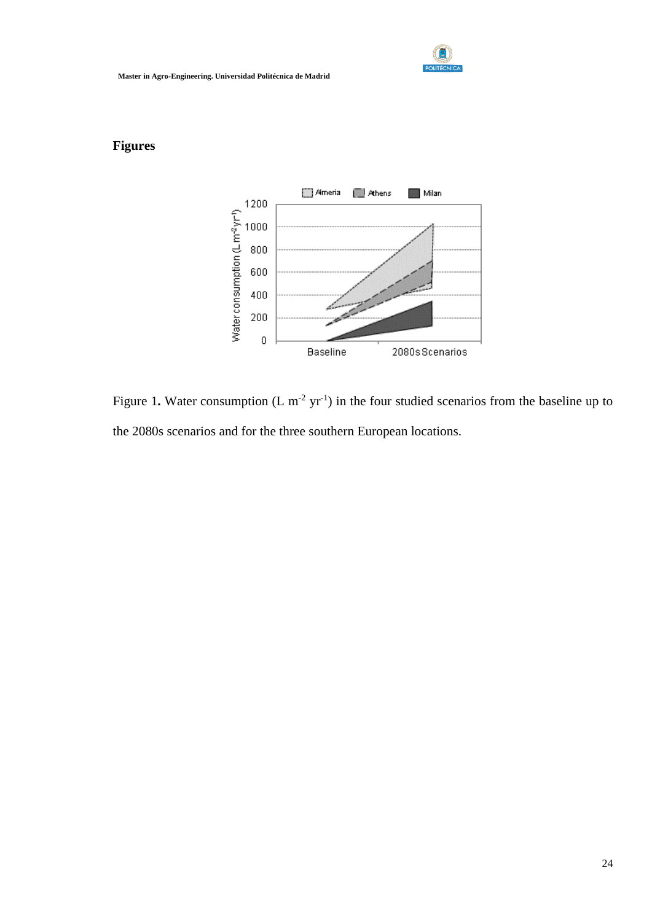# Figures

Figure 1. Water consumption (L $m^{-2}$ $yr^{-1}$) in the four studied scenarios from the baseline up to the 2080s scenarios and for the three southern European locations.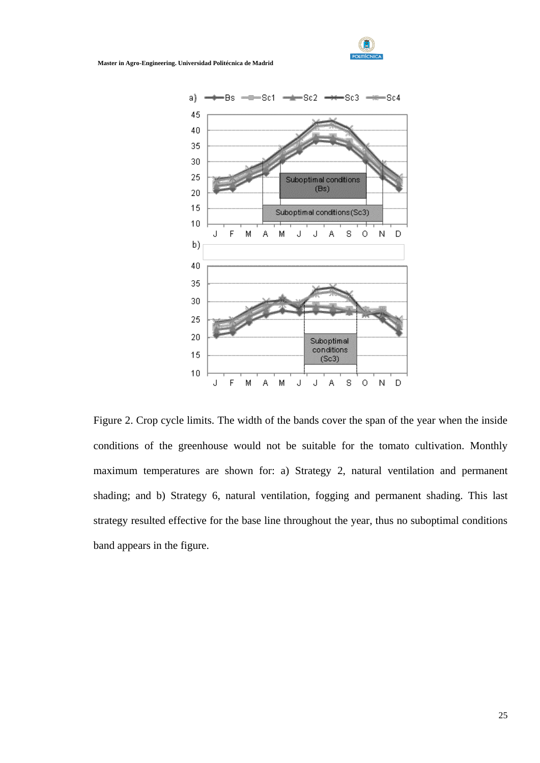a) Bs Sc1 Sc2 Sc3 Sc4

45
40
35
30
25
20
15
10

Suboptimal conditions (Bs)

Suboptimal conditions (Sc3)

J F M A M J J A S O N D

b)

40
35
30
25
20
15
10

Suboptimal conditions (Sc3)

J F M A M J J A S O N D

Figure 2. Crop cycle limits. The width of the bands cover the span of the year when the inside conditions of the greenhouse would not be suitable for the tomato cultivation. Monthly maximum temperatures are shown for: a) Strategy 2, natural ventilation and permanent shading; and b) Strategy 6, natural ventilation, fogging and permanent shading. This last strategy resulted effective for the base line throughout the year, thus no suboptimal conditions band appears in the figure.